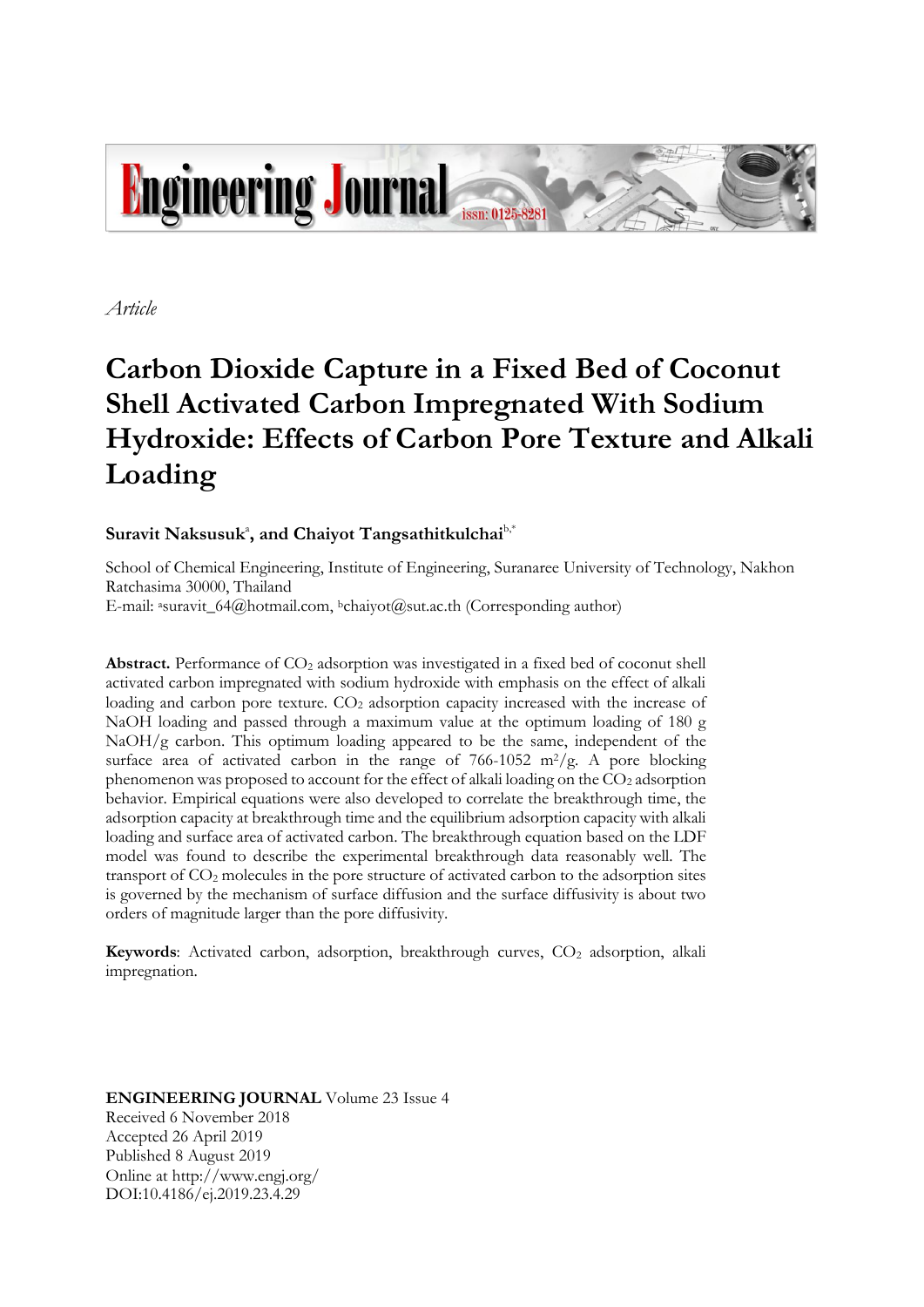*Article*

# Carbon Dioxide Capture in a Fixed Bed of Coconut Shell Activated Carbon Impregnated With Sodium Hydroxide: Effects of Carbon Pore Texture and Alkali Loading

**Suravit Naksusuk**[a], **and Chaiyot Tangsathitkulchai**[b,*]

School of Chemical Engineering, Institute of Engineering, Suranaree University of Technology, Nakhon Ratchasima 30000, Thailand
E-mail: [a]suravit_64@hotmail.com, [b]chaiyot@sut.ac.th (Corresponding author)

**Abstract.** Performance of $CO_2$ adsorption was investigated in a fixed bed of coconut shell activated carbon impregnated with sodium hydroxide with emphasis on the effect of alkali loading and carbon pore texture. $CO_2$ adsorption capacity increased with the increase of NaOH loading and passed through a maximum value at the optimum loading of 180 g NaOH/g carbon. This optimum loading appeared to be the same, independent of the surface area of activated carbon in the range of 766-1052 $m^2/g$. A pore blocking phenomenon was proposed to account for the effect of alkali loading on the $CO_2$ adsorption behavior. Empirical equations were also developed to correlate the breakthrough time, the adsorption capacity at breakthrough time and the equilibrium adsorption capacity with alkali loading and surface area of activated carbon. The breakthrough equation based on the LDF model was found to describe the experimental breakthrough data reasonably well. The transport of $CO_2$ molecules in the pore structure of activated carbon to the adsorption sites is governed by the mechanism of surface diffusion and the surface diffusivity is about two orders of magnitude larger than the pore diffusivity.

**Keywords**: Activated carbon, adsorption, breakthrough curves, $CO_2$ adsorption, alkali impregnation.

**ENGINEERING JOURNAL** Volume 23 Issue 4
Received 6 November 2018
Accepted 26 April 2019
Published 8 August 2019
Online at http://www.engj.org/
DOI:10.4186/ej.2019.23.4.29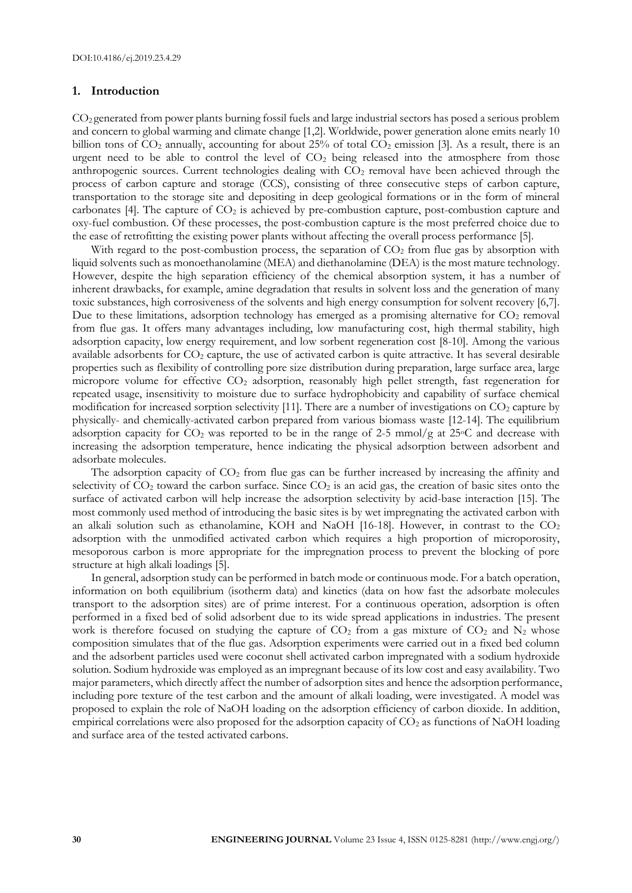## 1. Introduction

$CO_2$ generated from power plants burning fossil fuels and large industrial sectors has posed a serious problem and concern to global warming and climate change [1,2]. Worldwide, power generation alone emits nearly 10 billion tons of $CO_2$ annually, accounting for about 25% of total $CO_2$ emission [3]. As a result, there is an urgent need to be able to control the level of $CO_2$ being released into the atmosphere from those anthropogenic sources. Current technologies dealing with $CO_2$ removal have been achieved through the process of carbon capture and storage (CCS), consisting of three consecutive steps of carbon capture, transportation to the storage site and depositing in deep geological formations or in the form of mineral carbonates [4]. The capture of $CO_2$ is achieved by pre-combustion capture, post-combustion capture and oxy-fuel combustion. Of these processes, the post-combustion capture is the most preferred choice due to the ease of retrofitting the existing power plants without affecting the overall process performance [5].

With regard to the post-combustion process, the separation of $CO_2$ from flue gas by absorption with liquid solvents such as monoethanolamine (MEA) and diethanolamine (DEA) is the most mature technology. However, despite the high separation efficiency of the chemical absorption system, it has a number of inherent drawbacks, for example, amine degradation that results in solvent loss and the generation of many toxic substances, high corrosiveness of the solvents and high energy consumption for solvent recovery [6,7]. Due to these limitations, adsorption technology has emerged as a promising alternative for $CO_2$ removal from flue gas. It offers many advantages including, low manufacturing cost, high thermal stability, high adsorption capacity, low energy requirement, and low sorbent regeneration cost [8-10]. Among the various available adsorbents for $CO_2$ capture, the use of activated carbon is quite attractive. It has several desirable properties such as flexibility of controlling pore size distribution during preparation, large surface area, large micropore volume for effective $CO_2$ adsorption, reasonably high pellet strength, fast regeneration for repeated usage, insensitivity to moisture due to surface hydrophobicity and capability of surface chemical modification for increased sorption selectivity [11]. There are a number of investigations on $CO_2$ capture by physically- and chemically-activated carbon prepared from various biomass waste [12-14]. The equilibrium adsorption capacity for $CO_2$ was reported to be in the range of 2-5 mmol/g at 25°C and decrease with increasing the adsorption temperature, hence indicating the physical adsorption between adsorbent and adsorbate molecules.

The adsorption capacity of $CO_2$ from flue gas can be further increased by increasing the affinity and selectivity of $CO_2$ toward the carbon surface. Since $CO_2$ is an acid gas, the creation of basic sites onto the surface of activated carbon will help increase the adsorption selectivity by acid-base interaction [15]. The most commonly used method of introducing the basic sites is by wet impregnating the activated carbon with an alkali solution such as ethanolamine, KOH and NaOH [16-18]. However, in contrast to the $CO_2$ adsorption with the unmodified activated carbon which requires a high proportion of microporosity, mesoporous carbon is more appropriate for the impregnation process to prevent the blocking of pore structure at high alkali loadings [5].

In general, adsorption study can be performed in batch mode or continuous mode. For a batch operation, information on both equilibrium (isotherm data) and kinetics (data on how fast the adsorbate molecules transport to the adsorption sites) are of prime interest. For a continuous operation, adsorption is often performed in a fixed bed of solid adsorbent due to its wide spread applications in industries. The present work is therefore focused on studying the capture of $CO_2$ from a gas mixture of $CO_2$ and $N_2$ whose composition simulates that of the flue gas. Adsorption experiments were carried out in a fixed bed column and the adsorbent particles used were coconut shell activated carbon impregnated with a sodium hydroxide solution. Sodium hydroxide was employed as an impregnant because of its low cost and easy availability. Two major parameters, which directly affect the number of adsorption sites and hence the adsorption performance, including pore texture of the test carbon and the amount of alkali loading, were investigated. A model was proposed to explain the role of NaOH loading on the adsorption efficiency of carbon dioxide. In addition, empirical correlations were also proposed for the adsorption capacity of $CO_2$ as functions of NaOH loading and surface area of the tested activated carbons.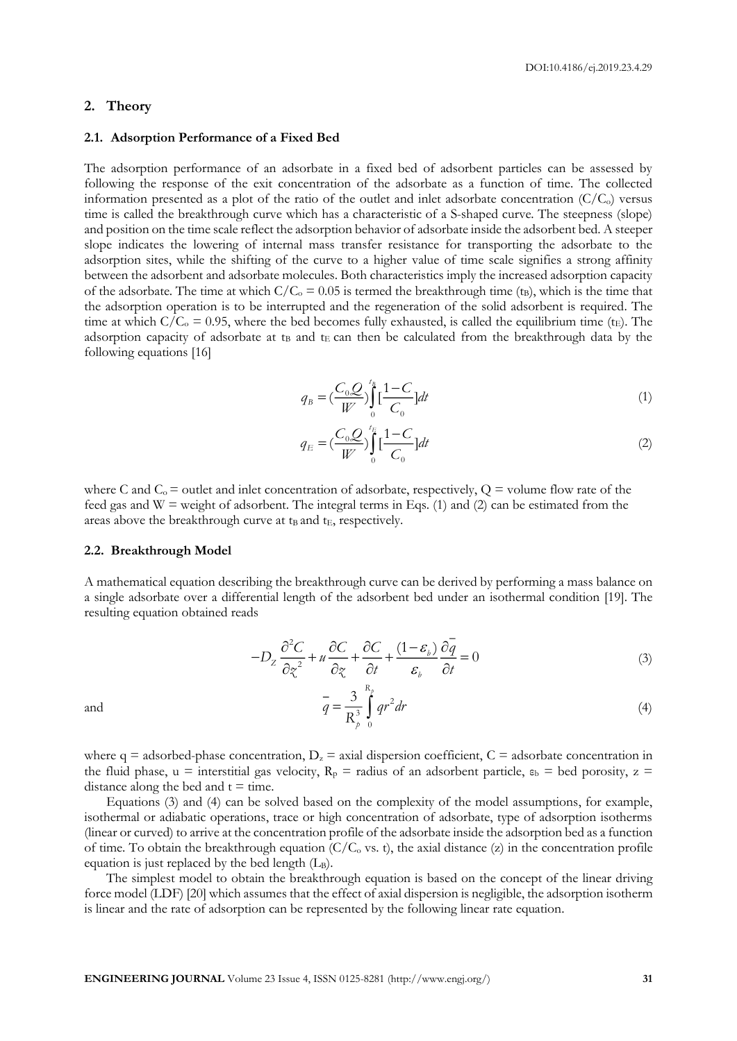## 2. Theory

### 2.1. Adsorption Performance of a Fixed Bed

The adsorption performance of an adsorbate in a fixed bed of adsorbent particles can be assessed by following the response of the exit concentration of the adsorbate as a function of time. The collected information presented as a plot of the ratio of the outlet and inlet adsorbate concentration ($C/C_o$) versus time is called the breakthrough curve which has a characteristic of a S-shaped curve. The steepness (slope) and position on the time scale reflect the adsorption behavior of adsorbate inside the adsorbent bed. A steeper slope indicates the lowering of internal mass transfer resistance for transporting the adsorbate to the adsorption sites, while the shifting of the curve to a higher value of time scale signifies a strong affinity between the adsorbent and adsorbate molecules. Both characteristics imply the increased adsorption capacity of the adsorbate. The time at which $C/C_o = 0.05$ is termed the breakthrough time ($t_B$), which is the time that the adsorption operation is to be interrupted and the regeneration of the solid adsorbent is required. The time at which $C/C_o = 0.95$, where the bed becomes fully exhausted, is called the equilibrium time ($t_E$). The adsorption capacity of adsorbate at $t_B$ and $t_E$ can then be calculated from the breakthrough data by the following equations [16]

$$q_B = \left(\frac{C_0 Q}{W}\right)\int_0^{t_B}\left[\frac{1-C}{C_0}\right]dt \tag{1}$$

$$q_E = \left(\frac{C_0 Q}{W}\right)\int_0^{t_E}\left[\frac{1-C}{C_0}\right]dt \tag{2}$$

where C and $C_o$ = outlet and inlet concentration of adsorbate, respectively, Q = volume flow rate of the feed gas and W = weight of adsorbent. The integral terms in Eqs. (1) and (2) can be estimated from the areas above the breakthrough curve at $t_B$ and $t_E$, respectively.

### 2.2. Breakthrough Model

A mathematical equation describing the breakthrough curve can be derived by performing a mass balance on a single adsorbate over a differential length of the adsorbent bed under an isothermal condition [19]. The resulting equation obtained reads

$$-D_Z\frac{\partial^2 C}{\partial z^2} + u\frac{\partial C}{\partial z} + \frac{\partial C}{\partial t} + \frac{(1-\varepsilon_b)}{\varepsilon_b}\frac{\partial \bar{q}}{\partial t} = 0 \tag{3}$$

and

$$\bar{q} = \frac{3}{R_p^3}\int_0^{R_p} q r^2 dr \tag{4}$$

where q = adsorbed-phase concentration, $D_z$ = axial dispersion coefficient, C = adsorbate concentration in the fluid phase, u = interstitial gas velocity, $R_p$ = radius of an adsorbent particle, $\varepsilon_b$ = bed porosity, z = distance along the bed and t = time.

Equations (3) and (4) can be solved based on the complexity of the model assumptions, for example, isothermal or adiabatic operations, trace or high concentration of adsorbate, type of adsorption isotherms (linear or curved) to arrive at the concentration profile of the adsorbate inside the adsorption bed as a function of time. To obtain the breakthrough equation ($C/C_o$ vs. t), the axial distance (z) in the concentration profile equation is just replaced by the bed length ($L_B$).

The simplest model to obtain the breakthrough equation is based on the concept of the linear driving force model (LDF) [20] which assumes that the effect of axial dispersion is negligible, the adsorption isotherm is linear and the rate of adsorption can be represented by the following linear rate equation.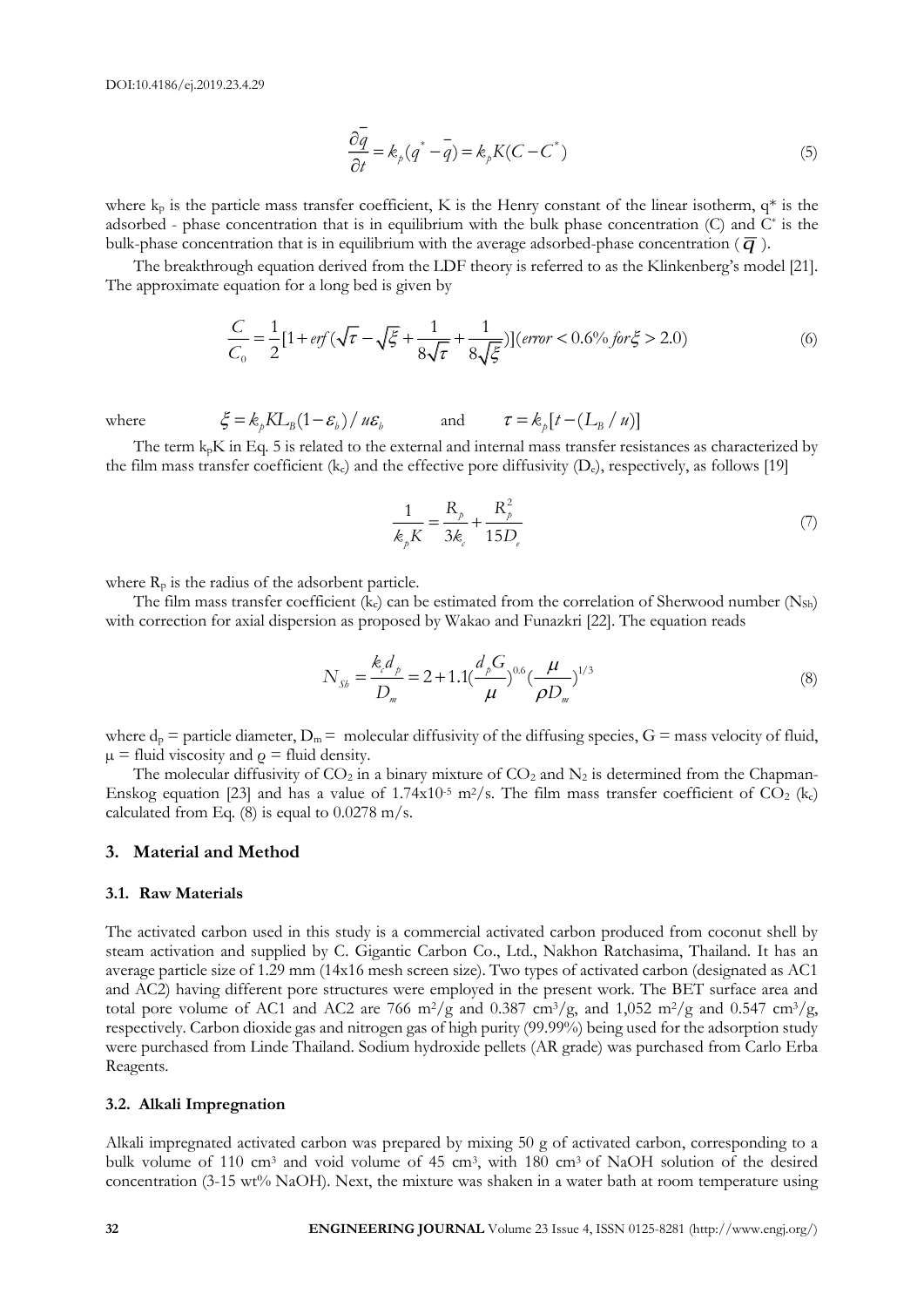$$\frac{\partial \bar{q}}{\partial t} = k_p(q^* - \bar{q}) = k_p K(C - C^*) \tag{5}$$

where $k_p$ is the particle mass transfer coefficient, K is the Henry constant of the linear isotherm, $q^*$ is the adsorbed - phase concentration that is in equilibrium with the bulk phase concentration (C) and $C^*$ is the bulk-phase concentration that is in equilibrium with the average adsorbed-phase concentration ($\bar{q}$).

The breakthrough equation derived from the LDF theory is referred to as the Klinkenberg's model [21]. The approximate equation for a long bed is given by

$$\frac{C}{C_0} = \frac{1}{2}[1 + erf(\sqrt{\tau} - \sqrt{\xi} + \frac{1}{8\sqrt{\tau}} + \frac{1}{8\sqrt{\xi}})](error < 0.6\% \, for \, \xi > 2.0) \tag{6}$$

where $\xi = k_p K L_B (1-\varepsilon_b)/u\varepsilon_b$ and $\tau = k_p[t - (L_B/u)]$

The term $k_pK$ in Eq. 5 is related to the external and internal mass transfer resistances as characterized by the film mass transfer coefficient ($k_c$) and the effective pore diffusivity ($D_e$), respectively, as follows [19]

$$\frac{1}{k_p K} = \frac{R_p}{3k_c} + \frac{R_p^2}{15D_e} \tag{7}$$

where $R_p$ is the radius of the adsorbent particle.

The film mass transfer coefficient ($k_c$) can be estimated from the correlation of Sherwood number ($N_{Sh}$) with correction for axial dispersion as proposed by Wakao and Funazkri [22]. The equation reads

$$N_{Sh} = \frac{k_c d_p}{D_m} = 2 + 1.1(\frac{d_p G}{\mu})^{0.6}(\frac{\mu}{\rho D_m})^{1/3} \tag{8}$$

where $d_p$ = particle diameter, $D_m$ = molecular diffusivity of the diffusing species, G = mass velocity of fluid, $\mu$ = fluid viscosity and $\rho$ = fluid density.

The molecular diffusivity of $CO_2$ in a binary mixture of $CO_2$ and $N_2$ is determined from the Chapman-Enskog equation [23] and has a value of $1.74 \times 10^{-5}$ m²/s. The film mass transfer coefficient of $CO_2$ ($k_c$) calculated from Eq. (8) is equal to 0.0278 m/s.

## 3. Material and Method

### 3.1. Raw Materials

The activated carbon used in this study is a commercial activated carbon produced from coconut shell by steam activation and supplied by C. Gigantic Carbon Co., Ltd., Nakhon Ratchasima, Thailand. It has an average particle size of 1.29 mm (14x16 mesh screen size). Two types of activated carbon (designated as AC1 and AC2) having different pore structures were employed in the present work. The BET surface area and total pore volume of AC1 and AC2 are 766 m²/g and 0.387 cm³/g, and 1,052 m²/g and 0.547 cm³/g, respectively. Carbon dioxide gas and nitrogen gas of high purity (99.99%) being used for the adsorption study were purchased from Linde Thailand. Sodium hydroxide pellets (AR grade) was purchased from Carlo Erba Reagents.

### 3.2. Alkali Impregnation

Alkali impregnated activated carbon was prepared by mixing 50 g of activated carbon, corresponding to a bulk volume of 110 cm³ and void volume of 45 cm³, with 180 cm³ of NaOH solution of the desired concentration (3-15 wt% NaOH). Next, the mixture was shaken in a water bath at room temperature using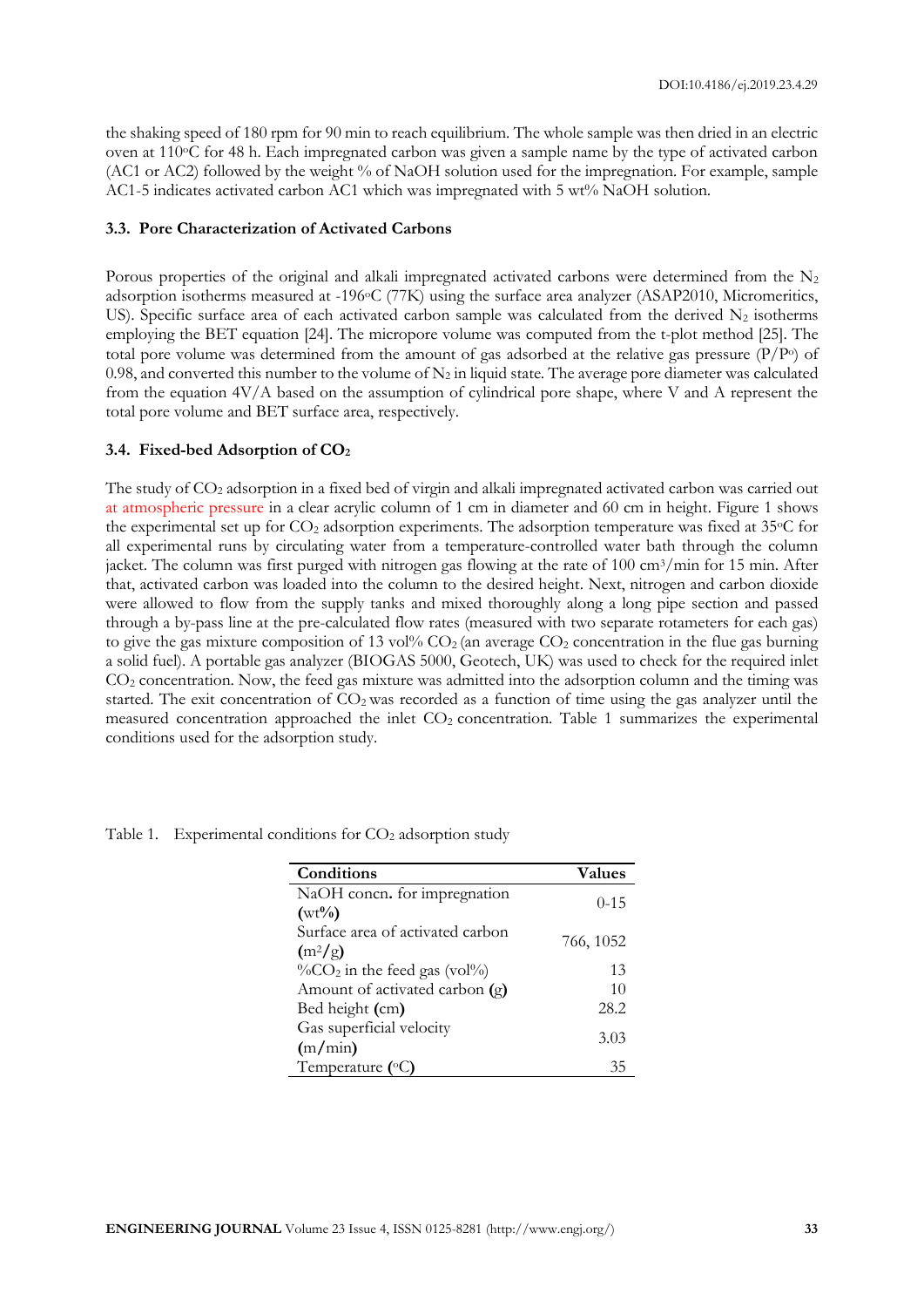the shaking speed of 180 rpm for 90 min to reach equilibrium. The whole sample was then dried in an electric oven at 110°C for 48 h. Each impregnated carbon was given a sample name by the type of activated carbon (AC1 or AC2) followed by the weight % of NaOH solution used for the impregnation. For example, sample AC1-5 indicates activated carbon AC1 which was impregnated with 5 wt% NaOH solution.

### 3.3. Pore Characterization of Activated Carbons

Porous properties of the original and alkali impregnated activated carbons were determined from the $N_2$ adsorption isotherms measured at -196°C (77K) using the surface area analyzer (ASAP2010, Micromeritics, US). Specific surface area of each activated carbon sample was calculated from the derived $N_2$ isotherms employing the BET equation [24]. The micropore volume was computed from the t-plot method [25]. The total pore volume was determined from the amount of gas adsorbed at the relative gas pressure ($P/P^o$) of 0.98, and converted this number to the volume of $N_2$ in liquid state. The average pore diameter was calculated from the equation $4V/A$ based on the assumption of cylindrical pore shape, where V and A represent the total pore volume and BET surface area, respectively.

### 3.4. Fixed-bed Adsorption of $CO_2$

The study of $CO_2$ adsorption in a fixed bed of virgin and alkali impregnated activated carbon was carried out at atmospheric pressure in a clear acrylic column of 1 cm in diameter and 60 cm in height. Figure 1 shows the experimental set up for $CO_2$ adsorption experiments. The adsorption temperature was fixed at 35°C for all experimental runs by circulating water from a temperature-controlled water bath through the column jacket. The column was first purged with nitrogen gas flowing at the rate of 100 $cm^3$/min for 15 min. After that, activated carbon was loaded into the column to the desired height. Next, nitrogen and carbon dioxide were allowed to flow from the supply tanks and mixed thoroughly along a long pipe section and passed through a by-pass line at the pre-calculated flow rates (measured with two separate rotameters for each gas) to give the gas mixture composition of 13 vol% $CO_2$ (an average $CO_2$ concentration in the flue gas burning a solid fuel). A portable gas analyzer (BIOGAS 5000, Geotech, UK) was used to check for the required inlet $CO_2$ concentration. Now, the feed gas mixture was admitted into the adsorption column and the timing was started. The exit concentration of $CO_2$ was recorded as a function of time using the gas analyzer until the measured concentration approached the inlet $CO_2$ concentration. Table 1 summarizes the experimental conditions used for the adsorption study.

Table 1. Experimental conditions for $CO_2$ adsorption study

| Conditions | Values |
|---|---|
| NaOH concn. for impregnation (wt%) | 0-15 |
| Surface area of activated carbon ($m^2/g$) | 766, 1052 |
| %$CO_2$ in the feed gas (vol%) | 13 |
| Amount of activated carbon (g) | 10 |
| Bed height (cm) | 28.2 |
| Gas superficial velocity (m/min) | 3.03 |
| Temperature (°C) | 35 |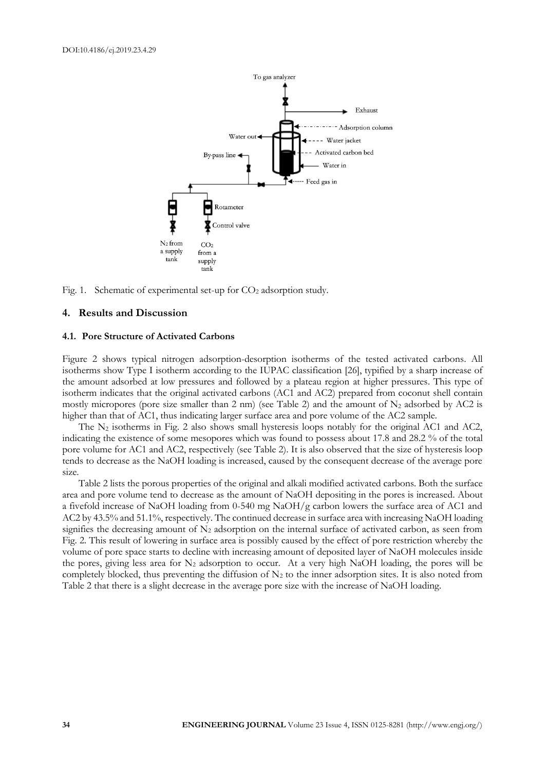Fig. 1. Schematic of experimental set-up for $CO_2$ adsorption study.

## 4. Results and Discussion

### 4.1. Pore Structure of Activated Carbons

Figure 2 shows typical nitrogen adsorption-desorption isotherms of the tested activated carbons. All isotherms show Type I isotherm according to the IUPAC classification [26], typified by a sharp increase of the amount adsorbed at low pressures and followed by a plateau region at higher pressures. This type of isotherm indicates that the original activated carbons (AC1 and AC2) prepared from coconut shell contain mostly micropores (pore size smaller than 2 nm) (see Table 2) and the amount of $N_2$ adsorbed by AC2 is higher than that of AC1, thus indicating larger surface area and pore volume of the AC2 sample.

The $N_2$ isotherms in Fig. 2 also shows small hysteresis loops notably for the original AC1 and AC2, indicating the existence of some mesopores which was found to possess about 17.8 and 28.2 % of the total pore volume for AC1 and AC2, respectively (see Table 2). It is also observed that the size of hysteresis loop tends to decrease as the NaOH loading is increased, caused by the consequent decrease of the average pore size.

Table 2 lists the porous properties of the original and alkali modified activated carbons. Both the surface area and pore volume tend to decrease as the amount of NaOH depositing in the pores is increased. About a fivefold increase of NaOH loading from 0-540 mg NaOH/g carbon lowers the surface area of AC1 and AC2 by 43.5% and 51.1%, respectively. The continued decrease in surface area with increasing NaOH loading signifies the decreasing amount of $N_2$ adsorption on the internal surface of activated carbon, as seen from Fig. 2. This result of lowering in surface area is possibly caused by the effect of pore restriction whereby the volume of pore space starts to decline with increasing amount of deposited layer of NaOH molecules inside the pores, giving less area for $N_2$ adsorption to occur. At a very high NaOH loading, the pores will be completely blocked, thus preventing the diffusion of $N_2$ to the inner adsorption sites. It is also noted from Table 2 that there is a slight decrease in the average pore size with the increase of NaOH loading.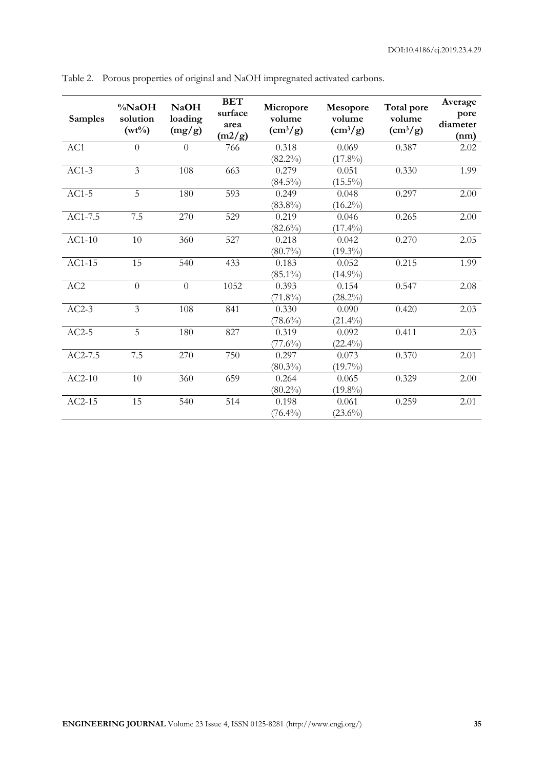Table 2. Porous properties of original and NaOH impregnated activated carbons.

| Samples | %NaOH solution (wt%) | NaOH loading (mg/g) | BET surface area (m2/g) | Micropore volume ($cm^3/g$) | Mesopore volume ($cm^3/g$) | Total pore volume ($cm^3/g$) | Average pore diameter (nm) |
|---|---|---|---|---|---|---|---|
| AC1 | 0 | 0 | 766 | 0.318 (82.2%) | 0.069 (17.8%) | 0.387 | 2.02 |
| AC1-3 | 3 | 108 | 663 | 0.279 (84.5%) | 0.051 (15.5%) | 0.330 | 1.99 |
| AC1-5 | 5 | 180 | 593 | 0.249 (83.8%) | 0.048 (16.2%) | 0.297 | 2.00 |
| AC1-7.5 | 7.5 | 270 | 529 | 0.219 (82.6%) | 0.046 (17.4%) | 0.265 | 2.00 |
| AC1-10 | 10 | 360 | 527 | 0.218 (80.7%) | 0.042 (19.3%) | 0.270 | 2.05 |
| AC1-15 | 15 | 540 | 433 | 0.183 (85.1%) | 0.052 (14.9%) | 0.215 | 1.99 |
| AC2 | 0 | 0 | 1052 | 0.393 (71.8%) | 0.154 (28.2%) | 0.547 | 2.08 |
| AC2-3 | 3 | 108 | 841 | 0.330 (78.6%) | 0.090 (21.4%) | 0.420 | 2.03 |
| AC2-5 | 5 | 180 | 827 | 0.319 (77.6%) | 0.092 (22.4%) | 0.411 | 2.03 |
| AC2-7.5 | 7.5 | 270 | 750 | 0.297 (80.3%) | 0.073 (19.7%) | 0.370 | 2.01 |
| AC2-10 | 10 | 360 | 659 | 0.264 (80.2%) | 0.065 (19.8%) | 0.329 | 2.00 |
| AC2-15 | 15 | 540 | 514 | 0.198 (76.4%) | 0.061 (23.6%) | 0.259 | 2.01 |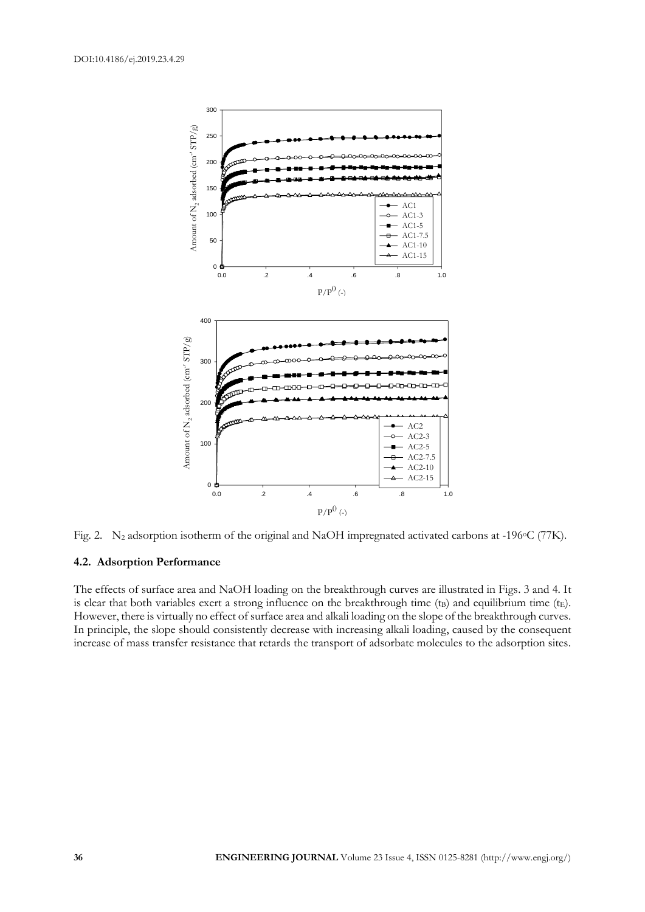Fig. 2. $N_2$ adsorption isotherm of the original and NaOH impregnated activated carbons at -196°C (77K).

### 4.2. Adsorption Performance

The effects of surface area and NaOH loading on the breakthrough curves are illustrated in Figs. 3 and 4. It is clear that both variables exert a strong influence on the breakthrough time ($t_B$) and equilibrium time ($t_E$). However, there is virtually no effect of surface area and alkali loading on the slope of the breakthrough curves. In principle, the slope should consistently decrease with increasing alkali loading, caused by the consequent increase of mass transfer resistance that retards the transport of adsorbate molecules to the adsorption sites.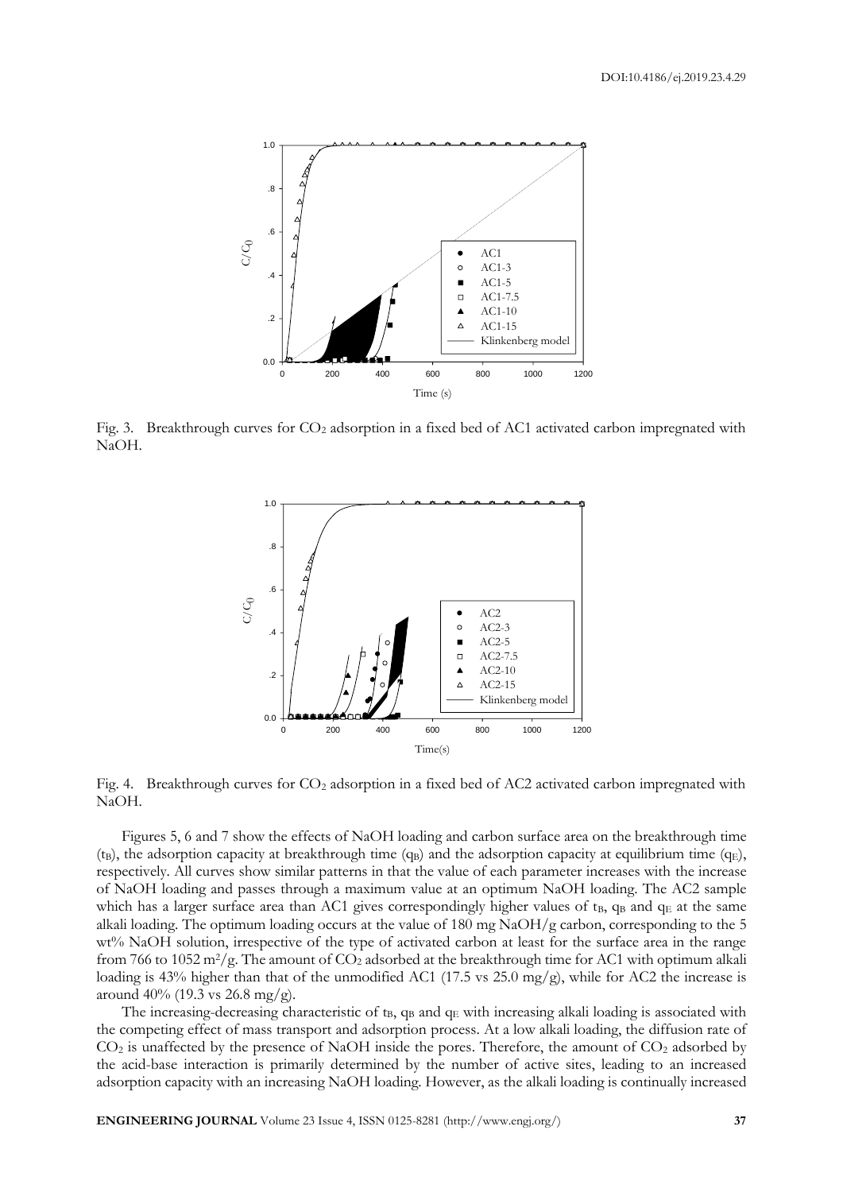Fig. 3. Breakthrough curves for $CO_2$ adsorption in a fixed bed of AC1 activated carbon impregnated with NaOH.

Fig. 4. Breakthrough curves for $CO_2$ adsorption in a fixed bed of AC2 activated carbon impregnated with NaOH.

Figures 5, 6 and 7 show the effects of NaOH loading and carbon surface area on the breakthrough time ($t_B$), the adsorption capacity at breakthrough time ($q_B$) and the adsorption capacity at equilibrium time ($q_E$), respectively. All curves show similar patterns in that the value of each parameter increases with the increase of NaOH loading and passes through a maximum value at an optimum NaOH loading. The AC2 sample which has a larger surface area than AC1 gives correspondingly higher values of $t_B$, $q_B$ and $q_E$ at the same alkali loading. The optimum loading occurs at the value of 180 mg NaOH/g carbon, corresponding to the 5 wt% NaOH solution, irrespective of the type of activated carbon at least for the surface area in the range from 766 to 1052 $m^2/g$. The amount of $CO_2$ adsorbed at the breakthrough time for AC1 with optimum alkali loading is 43% higher than that of the unmodified AC1 (17.5 vs 25.0 mg/g), while for AC2 the increase is around 40% (19.3 vs 26.8 mg/g).

The increasing-decreasing characteristic of $t_B$, $q_B$ and $q_E$ with increasing alkali loading is associated with the competing effect of mass transport and adsorption process. At a low alkali loading, the diffusion rate of $CO_2$ is unaffected by the presence of NaOH inside the pores. Therefore, the amount of $CO_2$ adsorbed by the acid-base interaction is primarily determined by the number of active sites, leading to an increased adsorption capacity with an increasing NaOH loading. However, as the alkali loading is continually increased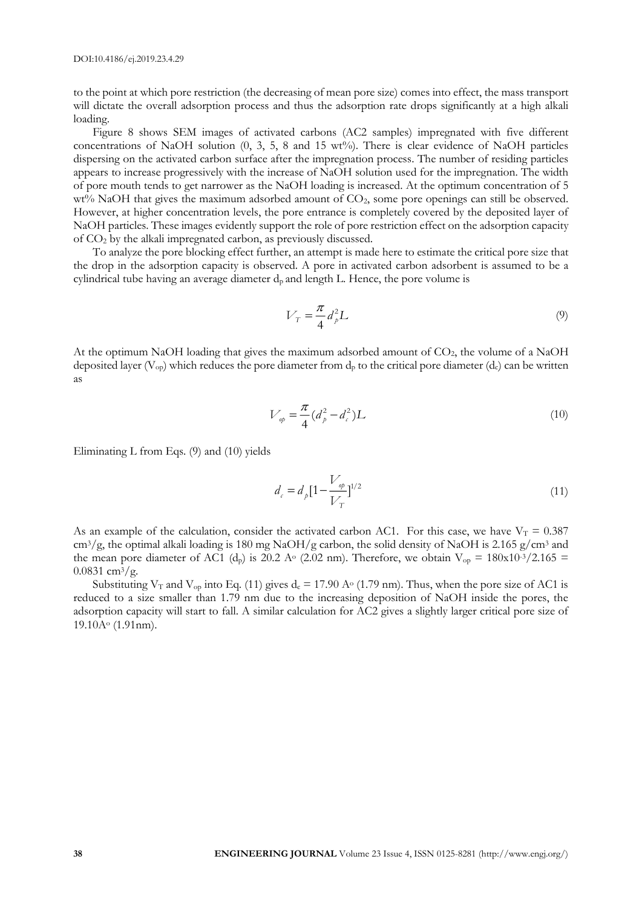to the point at which pore restriction (the decreasing of mean pore size) comes into effect, the mass transport will dictate the overall adsorption process and thus the adsorption rate drops significantly at a high alkali loading.

Figure 8 shows SEM images of activated carbons (AC2 samples) impregnated with five different concentrations of NaOH solution (0, 3, 5, 8 and 15 wt%). There is clear evidence of NaOH particles dispersing on the activated carbon surface after the impregnation process. The number of residing particles appears to increase progressively with the increase of NaOH solution used for the impregnation. The width of pore mouth tends to get narrower as the NaOH loading is increased. At the optimum concentration of 5 wt% NaOH that gives the maximum adsorbed amount of $CO_2$, some pore openings can still be observed. However, at higher concentration levels, the pore entrance is completely covered by the deposited layer of NaOH particles. These images evidently support the role of pore restriction effect on the adsorption capacity of $CO_2$ by the alkali impregnated carbon, as previously discussed.

To analyze the pore blocking effect further, an attempt is made here to estimate the critical pore size that the drop in the adsorption capacity is observed. A pore in activated carbon adsorbent is assumed to be a cylindrical tube having an average diameter $d_p$ and length L. Hence, the pore volume is

$$V_T = \frac{\pi}{4} d_p^2 L \tag{9}$$

At the optimum NaOH loading that gives the maximum adsorbed amount of $CO_2$, the volume of a NaOH deposited layer ($V_{op}$) which reduces the pore diameter from $d_p$ to the critical pore diameter ($d_c$) can be written as

$$V_{op} = \frac{\pi}{4}(d_p^2 - d_c^2) L \tag{10}$$

Eliminating L from Eqs. (9) and (10) yields

$$d_c = d_p [1 - \frac{V_{op}}{V_T}]^{1/2} \tag{11}$$

As an example of the calculation, consider the activated carbon AC1. For this case, we have $V_T = 0.387$ $cm^3/g$, the optimal alkali loading is 180 mg NaOH/g carbon, the solid density of NaOH is 2.165 $g/cm^3$ and the mean pore diameter of AC1 ($d_p$) is 20.2 A° (2.02 nm). Therefore, we obtain $V_{op} = 180 \times 10^{-3}/2.165 = 0.0831$ $cm^3/g$.

Substituting $V_T$ and $V_{op}$ into Eq. (11) gives $d_c = 17.90$ A° (1.79 nm). Thus, when the pore size of AC1 is reduced to a size smaller than 1.79 nm due to the increasing deposition of NaOH inside the pores, the adsorption capacity will start to fall. A similar calculation for AC2 gives a slightly larger critical pore size of 19.10A° (1.91nm).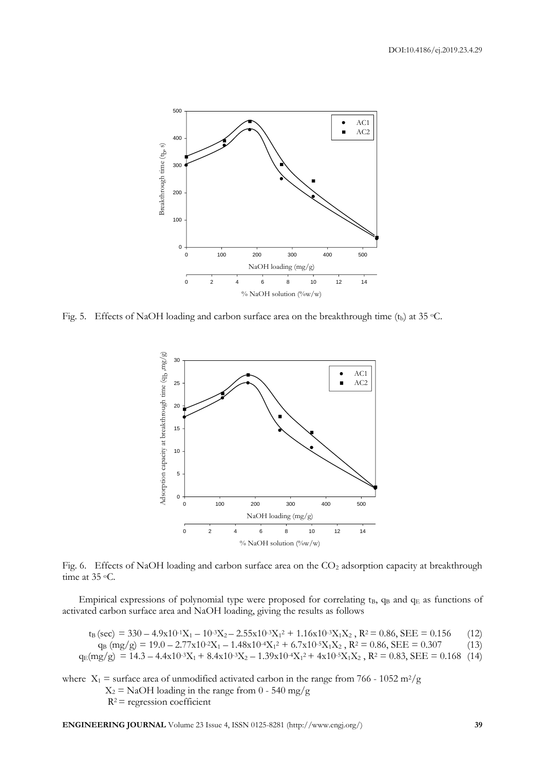Fig. 5. Effects of NaOH loading and carbon surface area on the breakthrough time ($t_b$) at 35 °C.

Fig. 6. Effects of NaOH loading and carbon surface area on the $CO_2$ adsorption capacity at breakthrough time at 35 °C.

Empirical expressions of polynomial type were proposed for correlating $t_B$, $q_B$ and $q_E$ as functions of activated carbon surface area and NaOH loading, giving the results as follows

$$t_B\,(\text{sec}) = 330 - 4.9\times10^{-1}X_1 - 10^{-3}X_2 - 2.55\times10^{-3}X_1^2 + 1.16\times10^{-3}X_1X_2\,,\ R^2 = 0.86,\ SEE = 0.156 \quad (12)$$

$$q_B\,(\text{mg/g}) = 19.0 - 2.77\times10^{-2}X_1 - 1.48\times10^{-4}X_1^2 + 6.7\times10^{-5}X_1X_2\,,\ R^2 = 0.86,\ SEE = 0.307 \quad (13)$$

$$q_E\,(\text{mg/g}) = 14.3 - 4.4\times10^{-3}X_1 + 8.4\times10^{-3}X_2 - 1.39\times10^{-4}X_1^2 + 4\times10^{-5}X_1X_2\,,\ R^2 = 0.83,\ SEE = 0.168 \quad (14)$$

where $X_1$ = surface area of unmodified activated carbon in the range from 766 - 1052 $m^2/g$

$X_2$ = NaOH loading in the range from 0 - 540 mg/g

$R^2$ = regression coefficient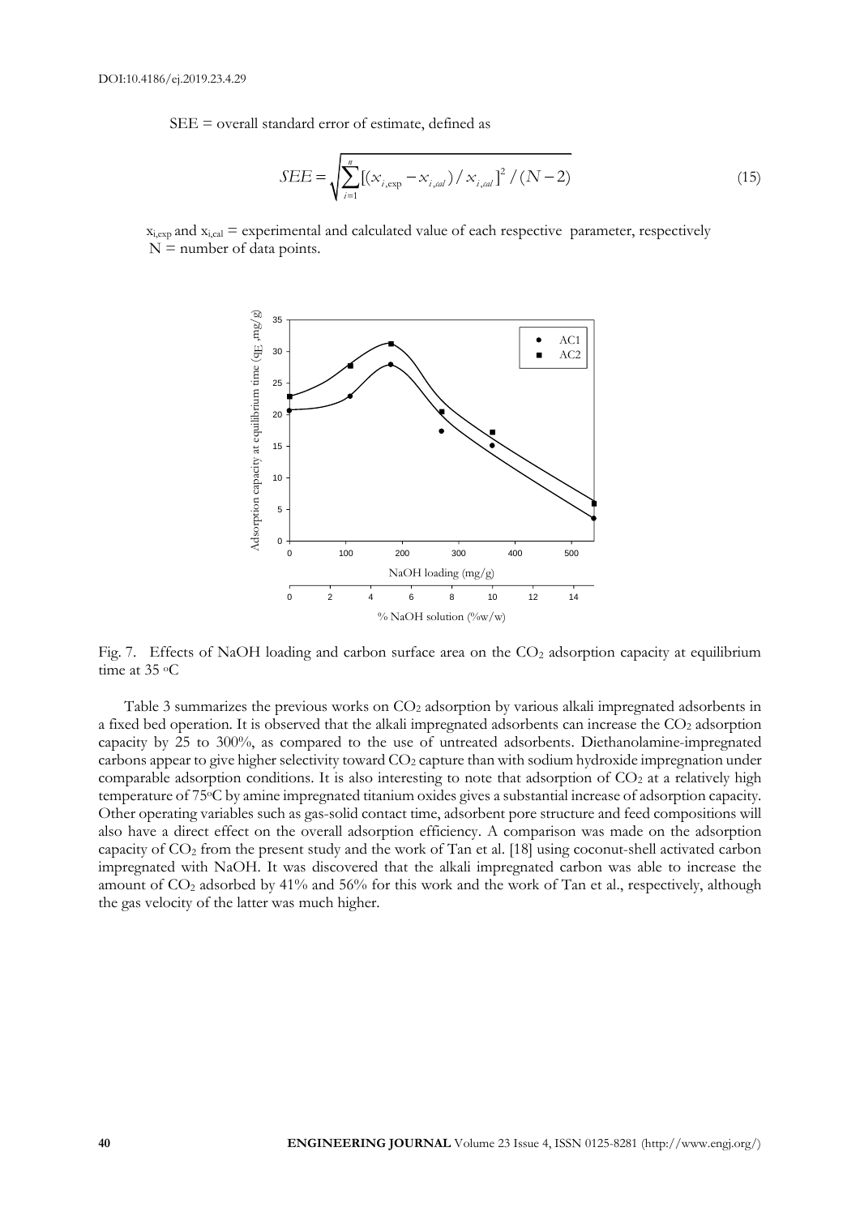SEE = overall standard error of estimate, defined as

$$SEE = \sqrt{\sum_{i=1}^{n}[(x_{i,\exp} - x_{i,cal}) / x_{i,cal}]^2 / (N-2)} \tag{15}$$

$x_{i,exp}$ and $x_{i,cal}$ = experimental and calculated value of each respective parameter, respectively
N = number of data points.

Fig. 7. Effects of NaOH loading and carbon surface area on the $CO_2$ adsorption capacity at equilibrium time at 35 $^oC$

Table 3 summarizes the previous works on $CO_2$ adsorption by various alkali impregnated adsorbents in a fixed bed operation. It is observed that the alkali impregnated adsorbents can increase the $CO_2$ adsorption capacity by 25 to 300%, as compared to the use of untreated adsorbents. Diethanolamine-impregnated carbons appear to give higher selectivity toward $CO_2$ capture than with sodium hydroxide impregnation under comparable adsorption conditions. It is also interesting to note that adsorption of $CO_2$ at a relatively high temperature of 75$^o$C by amine impregnated titanium oxides gives a substantial increase of adsorption capacity. Other operating variables such as gas-solid contact time, adsorbent pore structure and feed compositions will also have a direct effect on the overall adsorption efficiency. A comparison was made on the adsorption capacity of $CO_2$ from the present study and the work of Tan et al. [18] using coconut-shell activated carbon impregnated with NaOH. It was discovered that the alkali impregnated carbon was able to increase the amount of $CO_2$ adsorbed by 41% and 56% for this work and the work of Tan et al., respectively, although the gas velocity of the latter was much higher.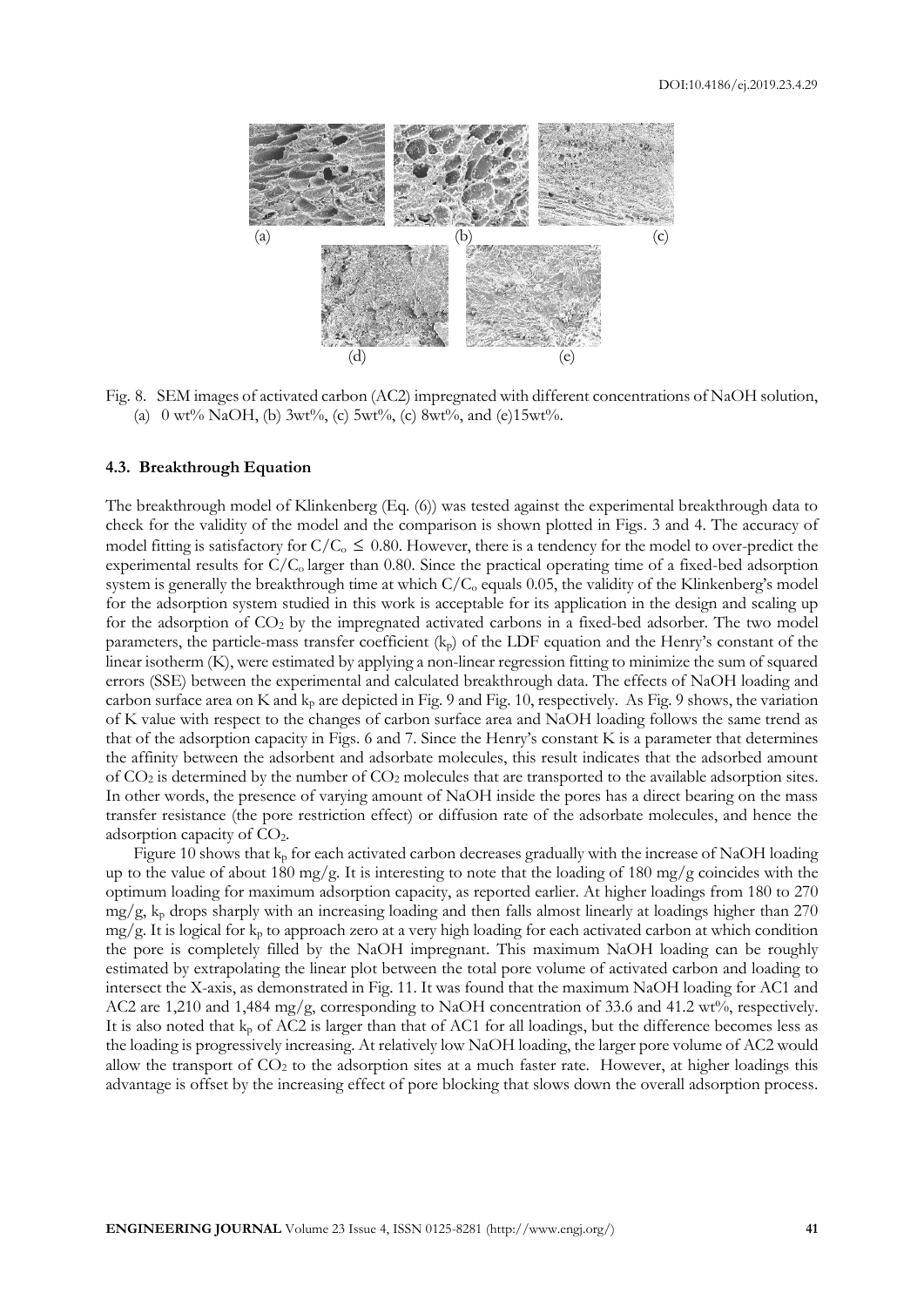Fig. 8. SEM images of activated carbon (AC2) impregnated with different concentrations of NaOH solution, (a) 0 wt% NaOH, (b) 3wt%, (c) 5wt%, (c) 8wt%, and (e)15wt%.

### 4.3. Breakthrough Equation

The breakthrough model of Klinkenberg (Eq. (6)) was tested against the experimental breakthrough data to check for the validity of the model and the comparison is shown plotted in Figs. 3 and 4. The accuracy of model fitting is satisfactory for $C/C_o \leq 0.80$. However, there is a tendency for the model to over-predict the experimental results for $C/C_o$ larger than 0.80. Since the practical operating time of a fixed-bed adsorption system is generally the breakthrough time at which $C/C_o$ equals 0.05, the validity of the Klinkenberg's model for the adsorption system studied in this work is acceptable for its application in the design and scaling up for the adsorption of $CO_2$ by the impregnated activated carbons in a fixed-bed adsorber. The two model parameters, the particle-mass transfer coefficient ($k_p$) of the LDF equation and the Henry's constant of the linear isotherm (K), were estimated by applying a non-linear regression fitting to minimize the sum of squared errors (SSE) between the experimental and calculated breakthrough data. The effects of NaOH loading and carbon surface area on K and $k_p$ are depicted in Fig. 9 and Fig. 10, respectively. As Fig. 9 shows, the variation of K value with respect to the changes of carbon surface area and NaOH loading follows the same trend as that of the adsorption capacity in Figs. 6 and 7. Since the Henry's constant K is a parameter that determines the affinity between the adsorbent and adsorbate molecules, this result indicates that the adsorbed amount of $CO_2$ is determined by the number of $CO_2$ molecules that are transported to the available adsorption sites. In other words, the presence of varying amount of NaOH inside the pores has a direct bearing on the mass transfer resistance (the pore restriction effect) or diffusion rate of the adsorbate molecules, and hence the adsorption capacity of $CO_2$.

Figure 10 shows that $k_p$ for each activated carbon decreases gradually with the increase of NaOH loading up to the value of about 180 mg/g. It is interesting to note that the loading of 180 mg/g coincides with the optimum loading for maximum adsorption capacity, as reported earlier. At higher loadings from 180 to 270 mg/g, $k_p$ drops sharply with an increasing loading and then falls almost linearly at loadings higher than 270 mg/g. It is logical for $k_p$ to approach zero at a very high loading for each activated carbon at which condition the pore is completely filled by the NaOH impregnant. This maximum NaOH loading can be roughly estimated by extrapolating the linear plot between the total pore volume of activated carbon and loading to intersect the X-axis, as demonstrated in Fig. 11. It was found that the maximum NaOH loading for AC1 and AC2 are 1,210 and 1,484 mg/g, corresponding to NaOH concentration of 33.6 and 41.2 wt%, respectively. It is also noted that $k_p$ of AC2 is larger than that of AC1 for all loadings, but the difference becomes less as the loading is progressively increasing. At relatively low NaOH loading, the larger pore volume of AC2 would allow the transport of $CO_2$ to the adsorption sites at a much faster rate. However, at higher loadings this advantage is offset by the increasing effect of pore blocking that slows down the overall adsorption process.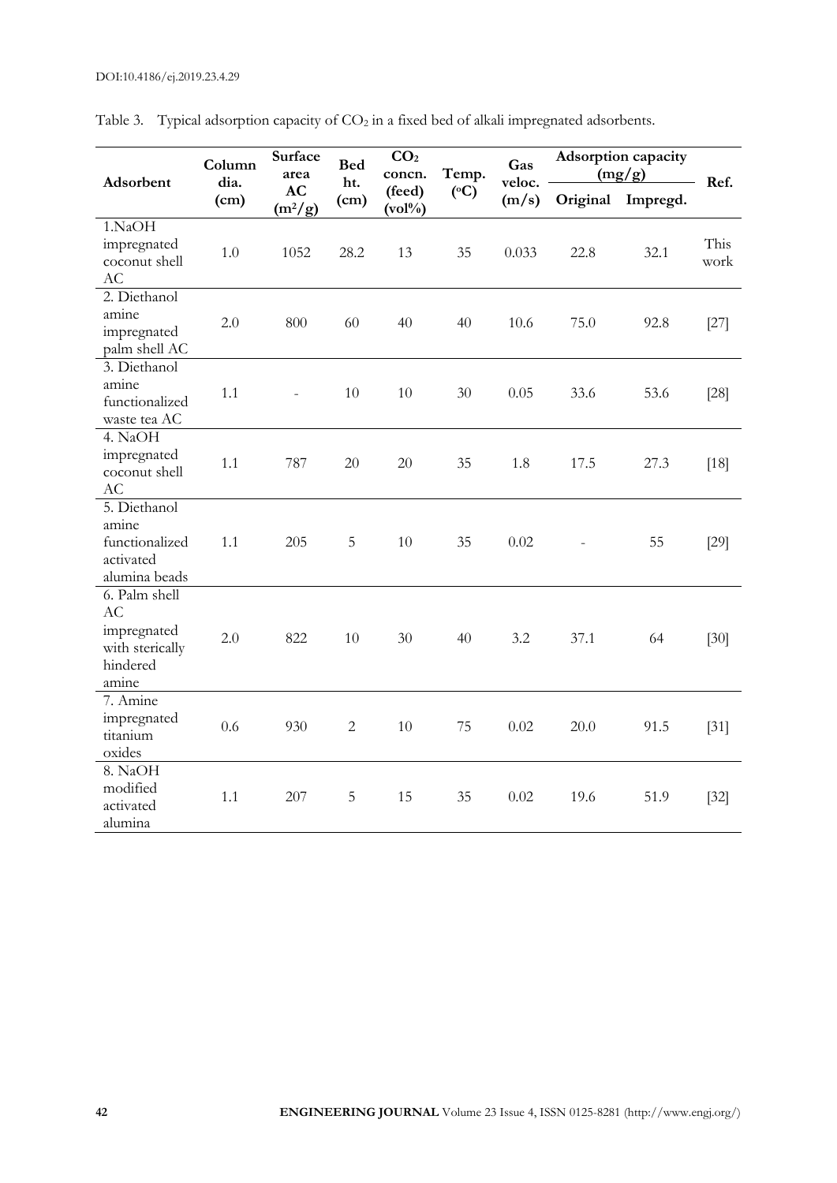Table 3. Typical adsorption capacity of $CO_2$ in a fixed bed of alkali impregnated adsorbents.

| Adsorbent | Column dia. (cm) | Surface area AC ($m^2/g$) | Bed ht. (cm) | $CO_2$ concn. (feed) (vol%) | Temp. (°C) | Gas veloc. (m/s) | Adsorption capacity (mg/g) | | Ref. |
|---|---|---|---|---|---|---|---|---|---|
| | | | | | | | Original | Impregd. | |
| 1.NaOH impregnated coconut shell AC | 1.0 | 1052 | 28.2 | 13 | 35 | 0.033 | 22.8 | 32.1 | This work |
| 2. Diethanol amine impregnated palm shell AC | 2.0 | 800 | 60 | 40 | 40 | 10.6 | 75.0 | 92.8 | [27] |
| 3. Diethanol amine functionalized waste tea AC | 1.1 | - | 10 | 10 | 30 | 0.05 | 33.6 | 53.6 | [28] |
| 4. NaOH impregnated coconut shell AC | 1.1 | 787 | 20 | 20 | 35 | 1.8 | 17.5 | 27.3 | [18] |
| 5. Diethanol amine functionalized activated alumina beads | 1.1 | 205 | 5 | 10 | 35 | 0.02 | - | 55 | [29] |
| 6. Palm shell AC impregnated with sterically hindered amine | 2.0 | 822 | 10 | 30 | 40 | 3.2 | 37.1 | 64 | [30] |
| 7. Amine impregnated titanium oxides | 0.6 | 930 | 2 | 10 | 75 | 0.02 | 20.0 | 91.5 | [31] |
| 8. NaOH modified activated alumina | 1.1 | 207 | 5 | 15 | 35 | 0.02 | 19.6 | 51.9 | [32] |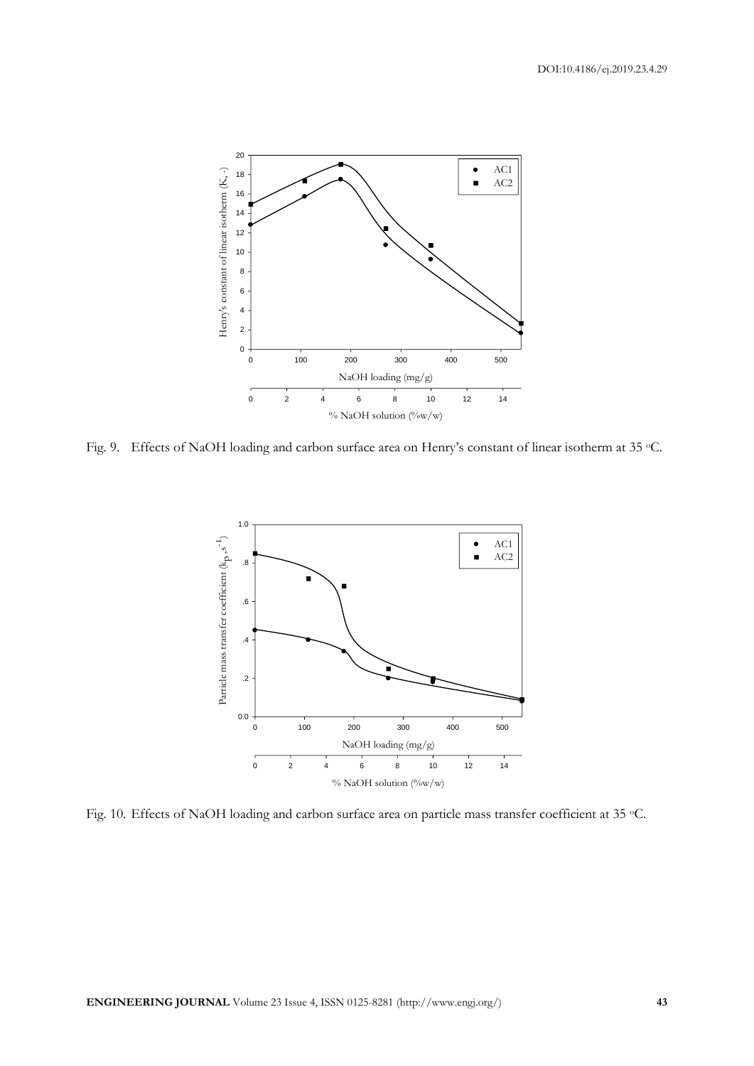Fig. 9. Effects of NaOH loading and carbon surface area on Henry's constant of linear isotherm at 35 °C.

Fig. 10. Effects of NaOH loading and carbon surface area on particle mass transfer coefficient at 35 °C.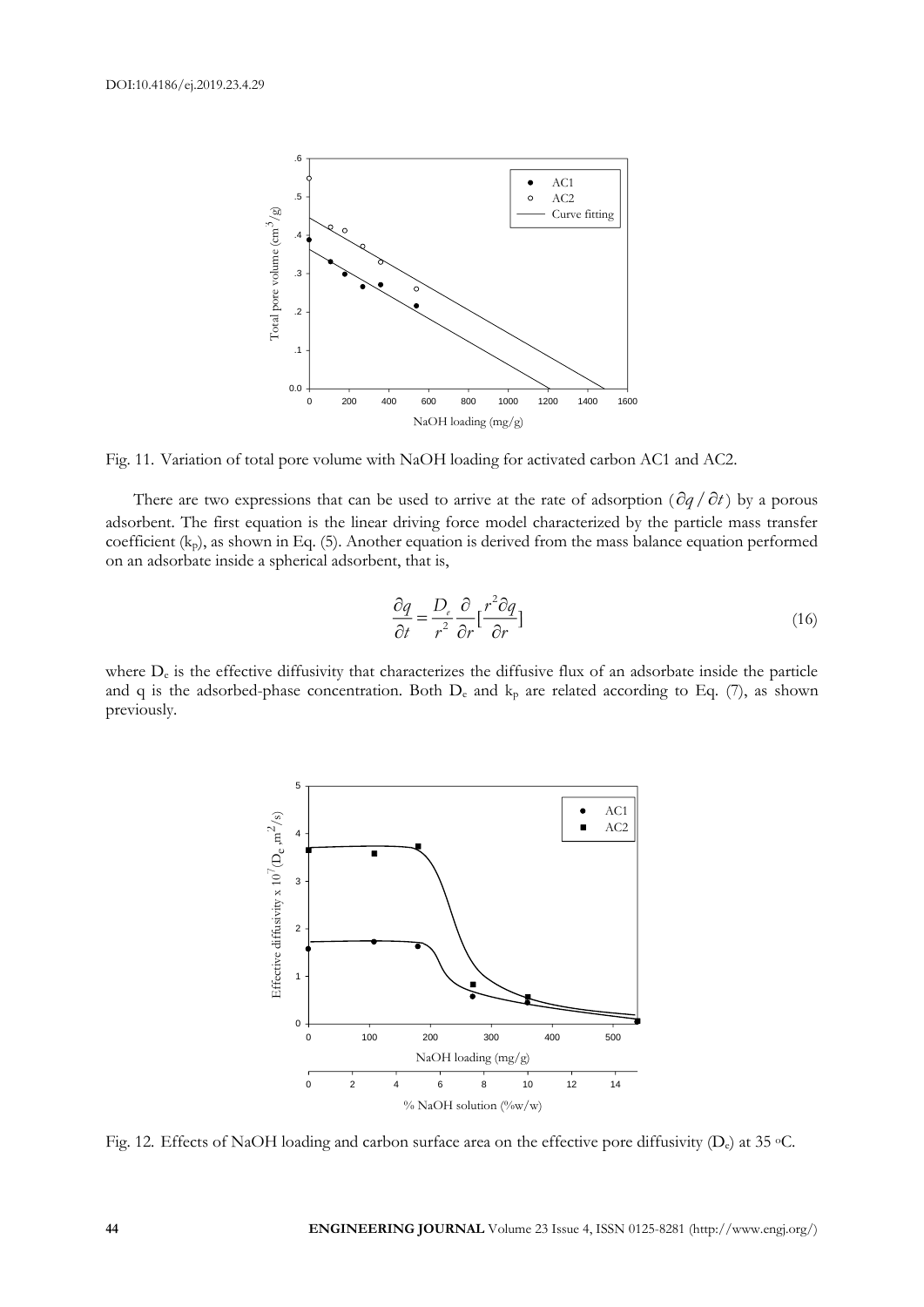Fig. 11. Variation of total pore volume with NaOH loading for activated carbon AC1 and AC2.

There are two expressions that can be used to arrive at the rate of adsorption ($\partial q / \partial t$) by a porous adsorbent. The first equation is the linear driving force model characterized by the particle mass transfer coefficient ($k_p$), as shown in Eq. (5). Another equation is derived from the mass balance equation performed on an adsorbate inside a spherical adsorbent, that is,

$$\frac{\partial q}{\partial t} = \frac{D_e}{r^2} \frac{\partial}{\partial r} [\frac{r^2 \partial q}{\partial r}] \tag{16}$$

where $D_e$ is the effective diffusivity that characterizes the diffusive flux of an adsorbate inside the particle and q is the adsorbed-phase concentration. Both $D_e$ and $k_p$ are related according to Eq. (7), as shown previously.

Fig. 12. Effects of NaOH loading and carbon surface area on the effective pore diffusivity ($D_e$) at 35 °C.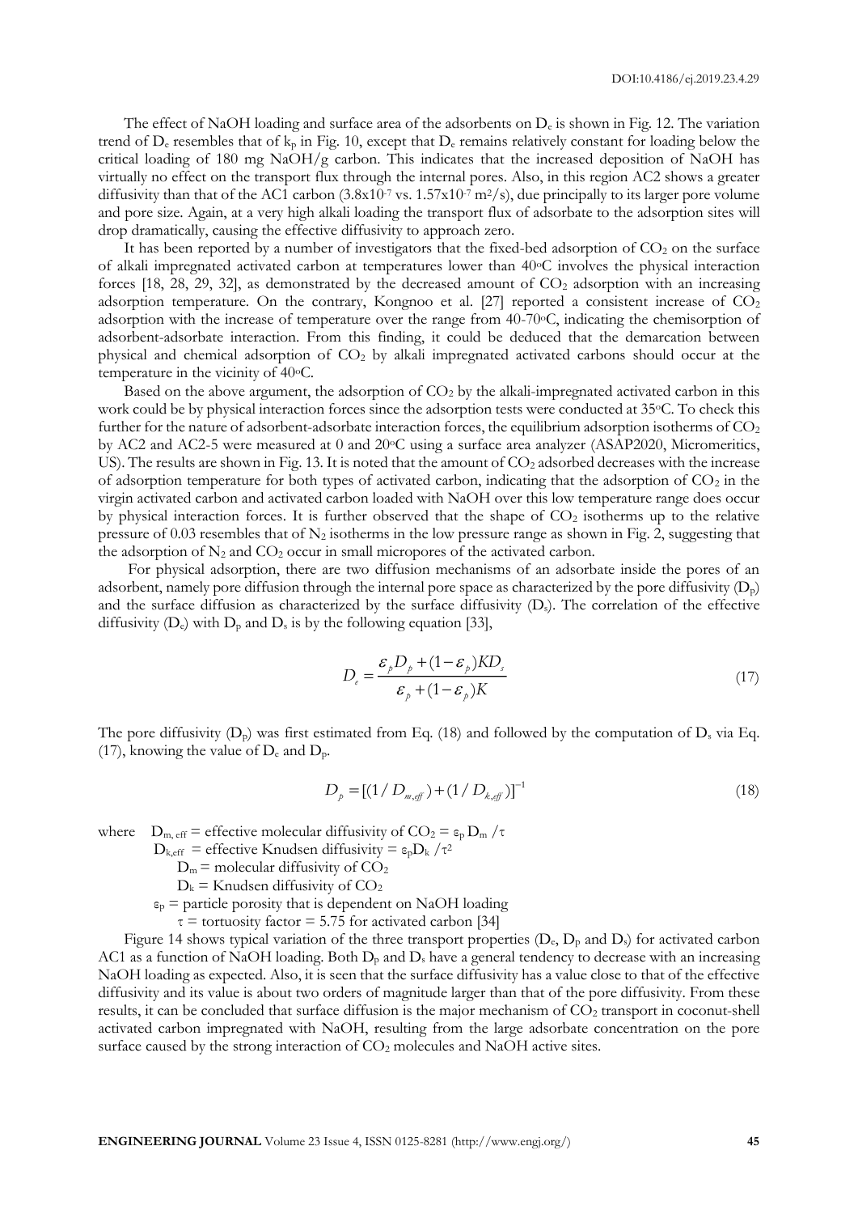The effect of NaOH loading and surface area of the adsorbents on $D_e$ is shown in Fig. 12. The variation trend of $D_e$ resembles that of $k_p$ in Fig. 10, except that $D_e$ remains relatively constant for loading below the critical loading of 180 mg NaOH/g carbon. This indicates that the increased deposition of NaOH has virtually no effect on the transport flux through the internal pores. Also, in this region AC2 shows a greater diffusivity than that of the AC1 carbon ($3.8 \times 10^{-7}$ vs. $1.57 \times 10^{-7}$ $m^2/s$), due principally to its larger pore volume and pore size. Again, at a very high alkali loading the transport flux of adsorbate to the adsorption sites will drop dramatically, causing the effective diffusivity to approach zero.

It has been reported by a number of investigators that the fixed-bed adsorption of $CO_2$ on the surface of alkali impregnated activated carbon at temperatures lower than 40°C involves the physical interaction forces [18, 28, 29, 32], as demonstrated by the decreased amount of $CO_2$ adsorption with an increasing adsorption temperature. On the contrary, Kongnoo et al. [27] reported a consistent increase of $CO_2$ adsorption with the increase of temperature over the range from 40-70°C, indicating the chemisorption of adsorbent-adsorbate interaction. From this finding, it could be deduced that the demarcation between physical and chemical adsorption of $CO_2$ by alkali impregnated activated carbons should occur at the temperature in the vicinity of 40°C.

Based on the above argument, the adsorption of $CO_2$ by the alkali-impregnated activated carbon in this work could be by physical interaction forces since the adsorption tests were conducted at 35°C. To check this further for the nature of adsorbent-adsorbate interaction forces, the equilibrium adsorption isotherms of $CO_2$ by AC2 and AC2-5 were measured at 0 and 20°C using a surface area analyzer (ASAP2020, Micromeritics, US). The results are shown in Fig. 13. It is noted that the amount of $CO_2$ adsorbed decreases with the increase of adsorption temperature for both types of activated carbon, indicating that the adsorption of $CO_2$ in the virgin activated carbon and activated carbon loaded with NaOH over this low temperature range does occur by physical interaction forces. It is further observed that the shape of $CO_2$ isotherms up to the relative pressure of 0.03 resembles that of $N_2$ isotherms in the low pressure range as shown in Fig. 2, suggesting that the adsorption of $N_2$ and $CO_2$ occur in small micropores of the activated carbon.

For physical adsorption, there are two diffusion mechanisms of an adsorbate inside the pores of an adsorbent, namely pore diffusion through the internal pore space as characterized by the pore diffusivity ($D_p$) and the surface diffusion as characterized by the surface diffusivity ($D_s$). The correlation of the effective diffusivity ($D_e$) with $D_p$ and $D_s$ is by the following equation [33],

$$D_e = \frac{\varepsilon_p D_p + (1-\varepsilon_p) K D_s}{\varepsilon_p + (1-\varepsilon_p) K} \tag{17}$$

The pore diffusivity ($D_p$) was first estimated from Eq. (18) and followed by the computation of $D_s$ via Eq. (17), knowing the value of $D_e$ and $D_p$.

$$D_p = [(1/D_{m,eff}) + (1/D_{k,eff})]^{-1} \tag{18}$$

where $D_{m,eff}$ = effective molecular diffusivity of $CO_2$ = $\varepsilon_p D_m / \tau$

$D_{k,eff}$ = effective Knudsen diffusivity = $\varepsilon_p D_k / \tau^2$

$D_m$ = molecular diffusivity of $CO_2$

$D_k$ = Knudsen diffusivity of $CO_2$

$\varepsilon_p$ = particle porosity that is dependent on NaOH loading

$\tau$ = tortuosity factor = 5.75 for activated carbon [34]

Figure 14 shows typical variation of the three transport properties ($D_e$, $D_p$ and $D_s$) for activated carbon AC1 as a function of NaOH loading. Both $D_p$ and $D_s$ have a general tendency to decrease with an increasing NaOH loading as expected. Also, it is seen that the surface diffusivity has a value close to that of the effective diffusivity and its value is about two orders of magnitude larger than that of the pore diffusivity. From these results, it can be concluded that surface diffusion is the major mechanism of $CO_2$ transport in coconut-shell activated carbon impregnated with NaOH, resulting from the large adsorbate concentration on the pore surface caused by the strong interaction of $CO_2$ molecules and NaOH active sites.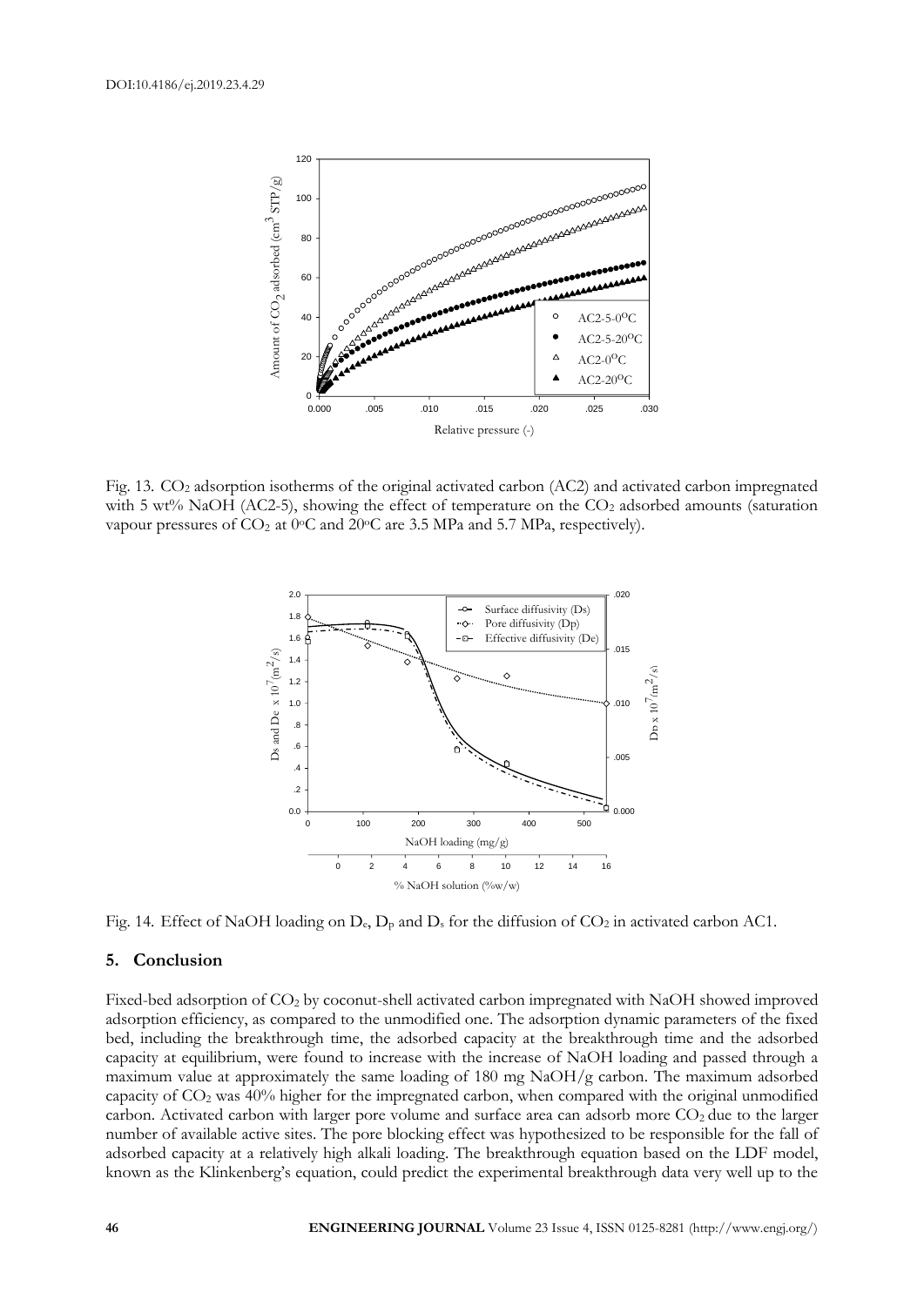Fig. 13. $CO_2$ adsorption isotherms of the original activated carbon (AC2) and activated carbon impregnated with 5 wt% NaOH (AC2-5), showing the effect of temperature on the $CO_2$ adsorbed amounts (saturation vapour pressures of $CO_2$ at 0°C and 20°C are 3.5 MPa and 5.7 MPa, respectively).

Fig. 14. Effect of NaOH loading on $D_e$, $D_p$ and $D_s$ for the diffusion of $CO_2$ in activated carbon AC1.

## 5. Conclusion

Fixed-bed adsorption of $CO_2$ by coconut-shell activated carbon impregnated with NaOH showed improved adsorption efficiency, as compared to the unmodified one. The adsorption dynamic parameters of the fixed bed, including the breakthrough time, the adsorbed capacity at the breakthrough time and the adsorbed capacity at equilibrium, were found to increase with the increase of NaOH loading and passed through a maximum value at approximately the same loading of 180 mg NaOH/g carbon. The maximum adsorbed capacity of $CO_2$ was 40% higher for the impregnated carbon, when compared with the original unmodified carbon. Activated carbon with larger pore volume and surface area can adsorb more $CO_2$ due to the larger number of available active sites. The pore blocking effect was hypothesized to be responsible for the fall of adsorbed capacity at a relatively high alkali loading. The breakthrough equation based on the LDF model, known as the Klinkenberg's equation, could predict the experimental breakthrough data very well up to the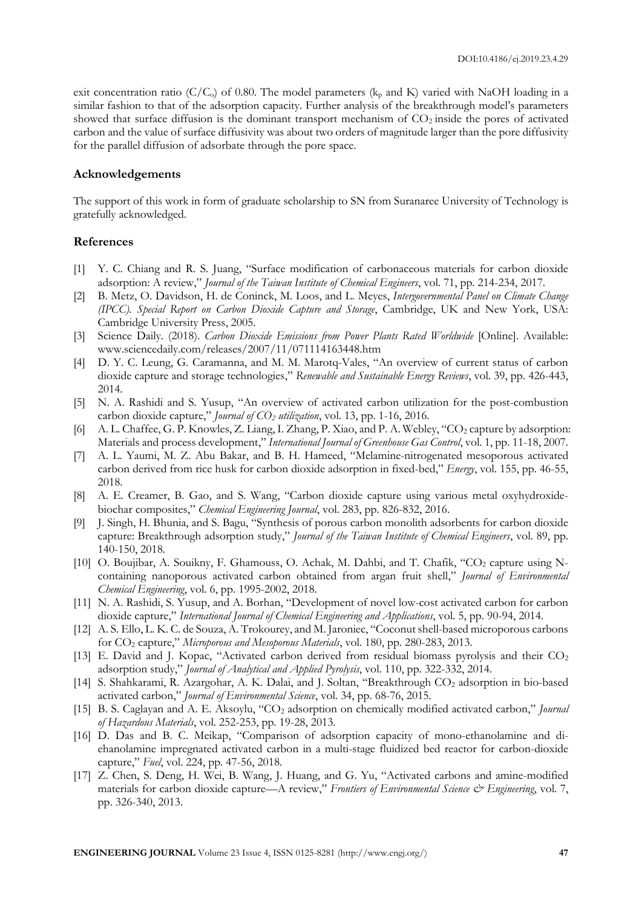exit concentration ratio ($C/C_o$) of 0.80. The model parameters ($k_p$ and K) varied with NaOH loading in a similar fashion to that of the adsorption capacity. Further analysis of the breakthrough model's parameters showed that surface diffusion is the dominant transport mechanism of $CO_2$ inside the pores of activated carbon and the value of surface diffusivity was about two orders of magnitude larger than the pore diffusivity for the parallel diffusion of adsorbate through the pore space.

## Acknowledgements

The support of this work in form of graduate scholarship to SN from Suranaree University of Technology is gratefully acknowledged.

## References

[1] Y. C. Chiang and R. S. Juang, "Surface modification of carbonaceous materials for carbon dioxide adsorption: A review," *Journal of the Taiwan Institute of Chemical Engineers*, vol. 71, pp. 214-234, 2017.

[2] B. Metz, O. Davidson, H. de Coninck, M. Loos, and L. Meyes, *Intergovernmental Panel on Climate Change (IPCC). Special Report on Carbon Dioxide Capture and Storage*, Cambridge, UK and New York, USA: Cambridge University Press, 2005.

[3] Science Daily. (2018). *Carbon Dioxide Emissions from Power Plants Rated Worldwide* [Online]. Available: www.sciencedaily.com/releases/2007/11/071114163448.htm

[4] D. Y. C. Leung, G. Caramanna, and M. M. Marotq-Vales, "An overview of current status of carbon dioxide capture and storage technologies," *Renewable and Sustainable Energy Reviews*, vol. 39, pp. 426-443, 2014.

[5] N. A. Rashidi and S. Yusup, "An overview of activated carbon utilization for the post-combustion carbon dioxide capture," *Journal of $CO_2$ utilization*, vol. 13, pp. 1-16, 2016.

[6] A. L. Chaffee, G. P. Knowles, Z. Liang, I. Zhang, P. Xiao, and P. A. Webley, "$CO_2$ capture by adsorption: Materials and process development," *International Journal of Greenhouse Gas Control*, vol. 1, pp. 11-18, 2007.

[7] A. L. Yaumi, M. Z. Abu Bakar, and B. H. Hameed, "Melamine-nitrogenated mesoporous activated carbon derived from rice husk for carbon dioxide adsorption in fixed-bed," *Energy*, vol. 155, pp. 46-55, 2018.

[8] A. E. Creamer, B. Gao, and S. Wang, "Carbon dioxide capture using various metal oxyhydroxide-biochar composites," *Chemical Engineering Journal*, vol. 283, pp. 826-832, 2016.

[9] J. Singh, H. Bhunia, and S. Bagu, "Synthesis of porous carbon monolith adsorbents for carbon dioxide capture: Breakthrough adsorption study," *Journal of the Taiwan Institute of Chemical Engineers*, vol. 89, pp. 140-150, 2018.

[10] O. Boujibar, A. Souikny, F. Ghamouss, O. Achak, M. Dahbi, and T. Chafik, "$CO_2$ capture using N-containing nanoporous activated carbon obtained from argan fruit shell," *Journal of Environmental Chemical Engineering*, vol. 6, pp. 1995-2002, 2018.

[11] N. A. Rashidi, S. Yusup, and A. Borhan, "Development of novel low-cost activated carbon for carbon dioxide capture," *International Journal of Chemical Engineering and Applications*, vol. 5, pp. 90-94, 2014.

[12] A. S. Ello, L. K. C. de Souza, A. Trokourey, and M. Jaroniec, "Coconut shell-based microporous carbons for $CO_2$ capture," *Microporous and Mesoporous Materials*, vol. 180, pp. 280-283, 2013.

[13] E. David and J. Kopac, "Activated carbon derived from residual biomass pyrolysis and their $CO_2$ adsorption study," *Journal of Analytical and Applied Pyrolysis*, vol. 110, pp. 322-332, 2014.

[14] S. Shahkarami, R. Azargohar, A. K. Dalai, and J. Soltan, "Breakthrough $CO_2$ adsorption in bio-based activated carbon," *Journal of Environmental Science*, vol. 34, pp. 68-76, 2015.

[15] B. S. Caglayan and A. E. Aksoylu, "$CO_2$ adsorption on chemically modified activated carbon," *Journal of Hazardous Materials*, vol. 252-253, pp. 19-28, 2013.

[16] D. Das and B. C. Meikap, "Comparison of adsorption capacity of mono-ethanolamine and di-ehanolamine impregnated activated carbon in a multi-stage fluidized bed reactor for carbon-dioxide capture," *Fuel*, vol. 224, pp. 47-56, 2018.

[17] Z. Chen, S. Deng, H. Wei, B. Wang, J. Huang, and G. Yu, "Activated carbons and amine-modified materials for carbon dioxide capture—A review," *Frontiers of Environmental Science & Engineering*, vol. 7, pp. 326-340, 2013.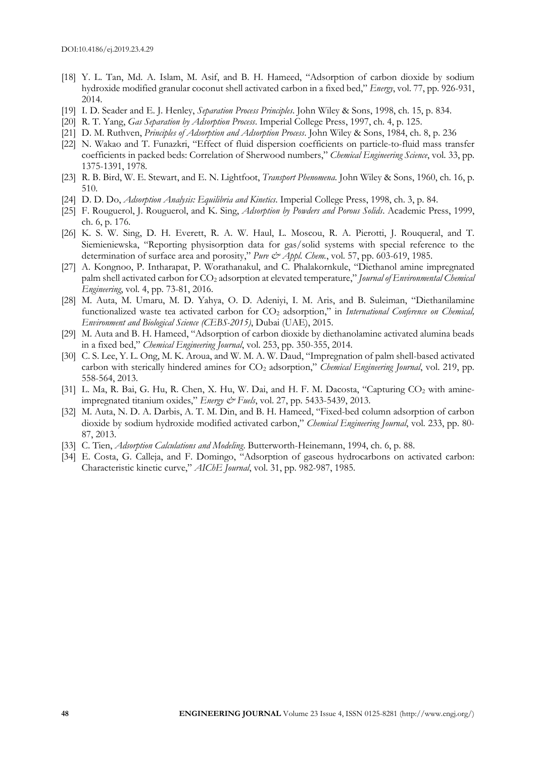[18] Y. L. Tan, Md. A. Islam, M. Asif, and B. H. Hameed, "Adsorption of carbon dioxide by sodium hydroxide modified granular coconut shell activated carbon in a fixed bed," *Energy*, vol. 77, pp. 926-931, 2014.

[19] I. D. Seader and E. J. Henley, *Separation Process Principles*. John Wiley & Sons, 1998, ch. 15, p. 834.

[20] R. T. Yang, *Gas Separation by Adsorption Process*. Imperial College Press, 1997, ch. 4, p. 125.

[21] D. M. Ruthven, *Principles of Adsorption and Adsorption Process*. John Wiley & Sons, 1984, ch. 8, p. 236

[22] N. Wakao and T. Funazkri, "Effect of fluid dispersion coefficients on particle-to-fluid mass transfer coefficients in packed beds: Correlation of Sherwood numbers," *Chemical Engineering Science*, vol. 33, pp. 1375-1391, 1978.

[23] R. B. Bird, W. E. Stewart, and E. N. Lightfoot, *Transport Phenomena*. John Wiley & Sons, 1960, ch. 16, p. 510.

[24] D. D. Do, *Adsorption Analysis: Equilibria and Kinetics*. Imperial College Press, 1998, ch. 3, p. 84.

[25] F. Rouguerol, J. Rouguerol, and K. Sing, *Adsorption by Powders and Porous Solids*. Academic Press, 1999, ch. 6, p. 176.

[26] K. S. W. Sing, D. H. Everett, R. A. W. Haul, L. Moscou, R. A. Pierotti, J. Rouqueral, and T. Siemieniewska, "Reporting physisorption data for gas/solid systems with special reference to the determination of surface area and porosity," *Pure & Appl. Chem.*, vol. 57, pp. 603-619, 1985.

[27] A. Kongnoo, P. Intharapat, P. Worathanakul, and C. Phalakornkule, "Diethanol amine impregnated palm shell activated carbon for $CO_2$ adsorption at elevated temperature," *Journal of Environmental Chemical Engineering*, vol. 4, pp. 73-81, 2016.

[28] M. Auta, M. Umaru, M. D. Yahya, O. D. Adeniyi, I. M. Aris, and B. Suleiman, "Diethanilamine functionalized waste tea activated carbon for $CO_2$ adsorption," in *International Conference on Chemical, Environment and Biological Science (CEBS-2015)*, Dubai (UAE), 2015.

[29] M. Auta and B. H. Hameed, "Adsorption of carbon dioxide by diethanolamine activated alumina beads in a fixed bed," *Chemical Engineering Journal*, vol. 253, pp. 350-355, 2014.

[30] C. S. Lee, Y. L. Ong, M. K. Aroua, and W. M. A. W. Daud, "Impregnation of palm shell-based activated carbon with sterically hindered amines for $CO_2$ adsorption," *Chemical Engineering Journal*, vol. 219, pp. 558-564, 2013.

[31] L. Ma, R. Bai, G. Hu, R. Chen, X. Hu, W. Dai, and H. F. M. Dacosta, "Capturing $CO_2$ with amine-impregnated titanium oxides," *Energy & Fuels*, vol. 27, pp. 5433-5439, 2013.

[32] M. Auta, N. D. A. Darbis, A. T. M. Din, and B. H. Hameed, "Fixed-bed column adsorption of carbon dioxide by sodium hydroxide modified activated carbon," *Chemical Engineering Journal*, vol. 233, pp. 80-87, 2013.

[33] C. Tien, *Adsorption Calculations and Modeling*. Butterworth-Heinemann, 1994, ch. 6, p. 88.

[34] E. Costa, G. Calleja, and F. Domingo, "Adsorption of gaseous hydrocarbons on activated carbon: Characteristic kinetic curve," *AIChE Journal*, vol. 31, pp. 982-987, 1985.